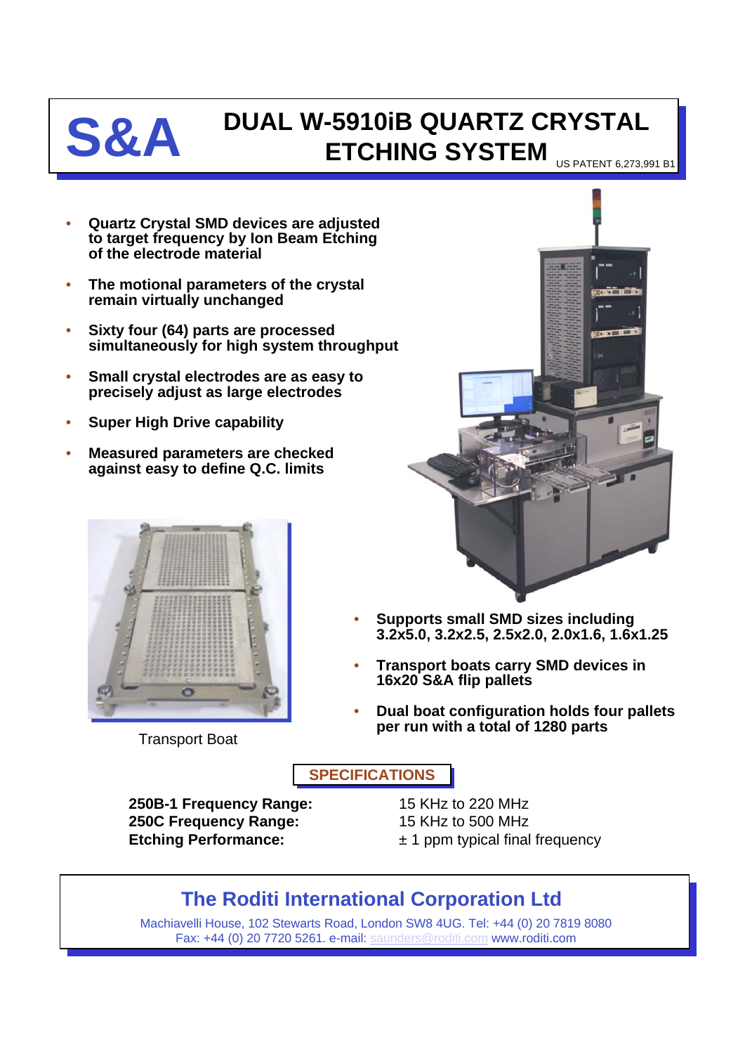# S&A

# DUAL W-5910iB QUARTZ CRYSTAL ETCHING SYSTEM

US PATENT 6,273,991 B1

- **Quartz Crystal SMD devices are adjusted to target frequency by Ion Beam Etching of the electrode material**
- **The motional parameters of the crystal remain virtually unchanged**
- **Sixty four (64) parts are processed simultaneously for high system throughput**
- **Small crystal electrodes are as easy to precisely adjust as large electrodes**
- **Super High Drive capability**
- **Measured parameters are checked against easy to define Q.C. limits**

Transport Boat

- **Supports small SMD sizes including 3.2x5.0, 3.2x2.5, 2.5x2.0, 2.0x1.6, 1.6x1.25**
- **Transport boats carry SMD devices in 16x20 S&A flip pallets**
- **Dual boat configuration holds four pallets per run with a total of 1280 parts**

## SPECIFICATIONS

**250B-1 Frequency Range:** 15 KHz to 220 MHz
**250C Frequency Range:** 15 KHz to 500 MHz
**Etching Performance:** ± 1 ppm typical final frequency

## The Roditi International Corporation Ltd

Machiavelli House, 102 Stewarts Road, London SW8 4UG. Tel: +44 (0) 20 7819 8080
Fax: +44 (0) 20 7720 5261. e-mail: saunders@roditi.com www.roditi.com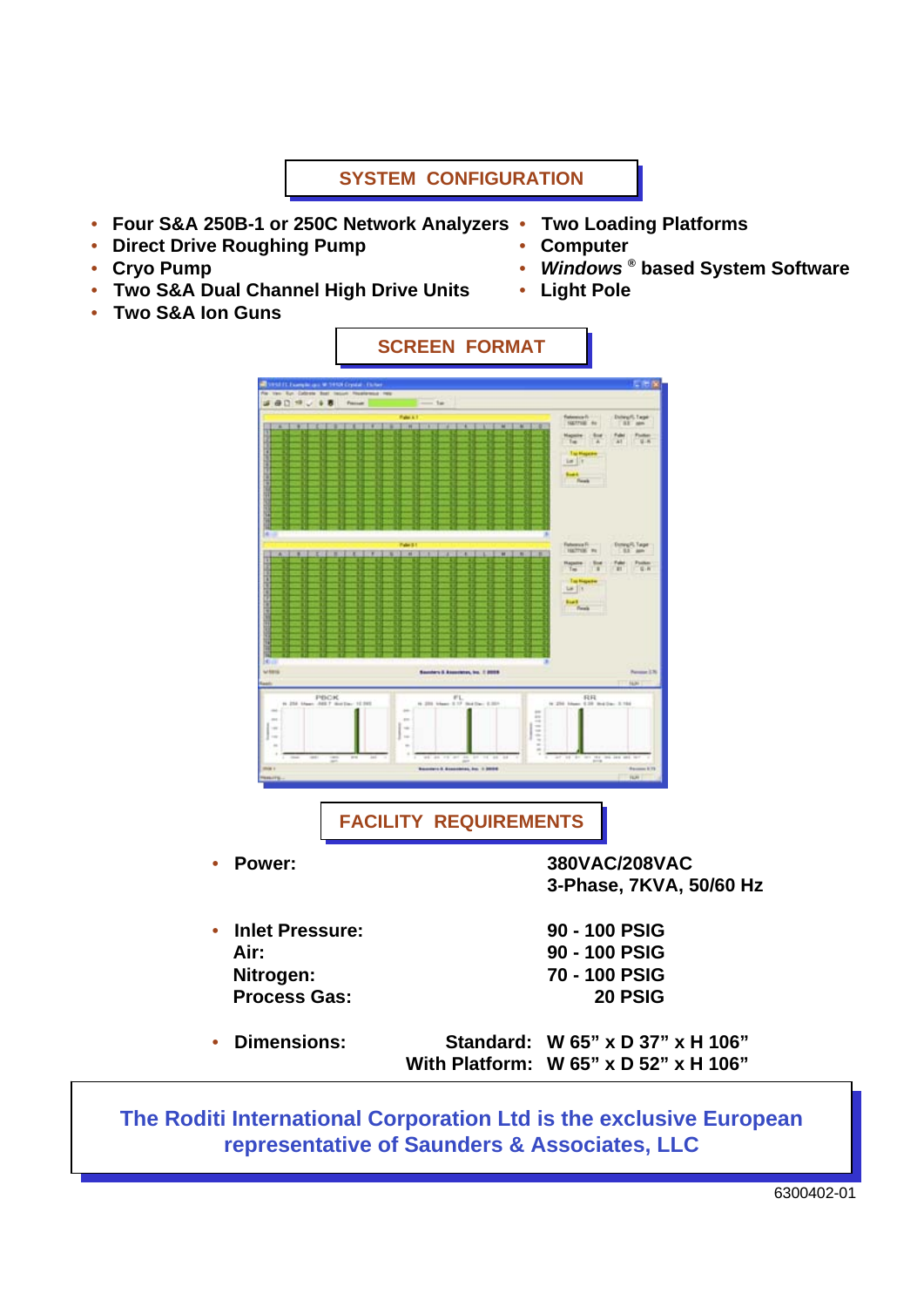## SYSTEM CONFIGURATION

- Four S&A 250B-1 or 250C Network Analyzers
- Direct Drive Roughing Pump
- Cryo Pump
- Two S&A Dual Channel High Drive Units
- Two S&A Ion Guns
- Two Loading Platforms
- Computer
- *Windows* ® based System Software
- Light Pole

## SCREEN FORMAT

## FACILITY REQUIREMENTS

- **Power:** 380VAC/208VAC  
  3-Phase, 7KVA, 50/60 Hz

- **Inlet Pressure:** 90 - 100 PSIG  
  **Air:** 90 - 100 PSIG  
  **Nitrogen:** 70 - 100 PSIG  
  **Process Gas:** 20 PSIG

- **Dimensions:**  
  **Standard:** W 65” x D 37” x H 106”  
  **With Platform:** W 65” x D 52” x H 106”

**The Roditi International Corporation Ltd is the exclusive European representative of Saunders & Associates, LLC**

6300402-01